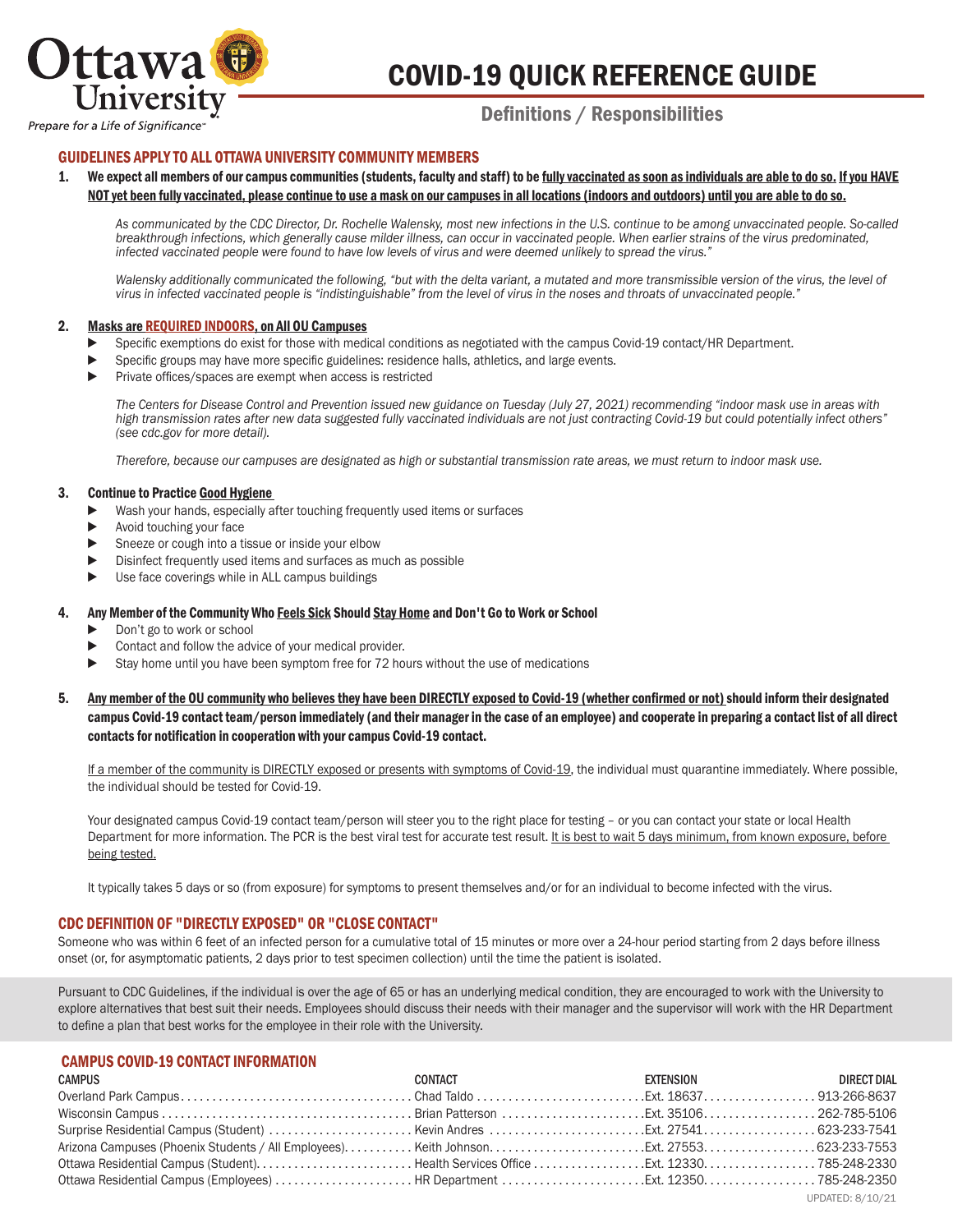Ottawa University

Prepare for a Life of Significance™

# COVID-19 QUICK REFERENCE GUIDE

## Definitions / Responsibilities

### GUIDELINES APPLY TO ALL OTTAWA UNIVERSITY COMMUNITY MEMBERS

1. **We expect all members of our campus communities (students, faculty and staff) to be fully vaccinated as soon as individuals are able to do so. If you HAVE NOT yet been fully vaccinated, please continue to use a mask on our campuses in all locations (indoors and outdoors) until you are able to do so.**

   *As communicated by the CDC Director, Dr. Rochelle Walensky, most new infections in the U.S. continue to be among unvaccinated people. So-called breakthrough infections, which generally cause milder illness, can occur in vaccinated people. When earlier strains of the virus predominated, infected vaccinated people were found to have low levels of virus and were deemed unlikely to spread the virus."*

   *Walensky additionally communicated the following, "but with the delta variant, a mutated and more transmissible version of the virus, the level of virus in infected vaccinated people is "indistinguishable" from the level of virus in the noses and throats of unvaccinated people."*

2. **Masks are REQUIRED INDOORS, on All OU Campuses**
   - Specific exemptions do exist for those with medical conditions as negotiated with the campus Covid-19 contact/HR Department.
   - Specific groups may have more specific guidelines: residence halls, athletics, and large events.
   - Private offices/spaces are exempt when access is restricted

   *The Centers for Disease Control and Prevention issued new guidance on Tuesday (July 27, 2021) recommending "indoor mask use in areas with high transmission rates after new data suggested fully vaccinated individuals are not just contracting Covid-19 but could potentially infect others" (see cdc.gov for more detail).*

   *Therefore, because our campuses are designated as high or substantial transmission rate areas, we must return to indoor mask use.*

3. **Continue to Practice Good Hygiene**
   - Wash your hands, especially after touching frequently used items or surfaces
   - Avoid touching your face
   - Sneeze or cough into a tissue or inside your elbow
   - Disinfect frequently used items and surfaces as much as possible
   - Use face coverings while in ALL campus buildings

4. **Any Member of the Community Who Feels Sick Should Stay Home and Don't Go to Work or School**
   - Don't go to work or school
   - Contact and follow the advice of your medical provider.
   - Stay home until you have been symptom free for 72 hours without the use of medications

5. **Any member of the OU community who believes they have been DIRECTLY exposed to Covid-19 (whether confirmed or not) should inform their designated campus Covid-19 contact team/person immediately (and their manager in the case of an employee) and cooperate in preparing a contact list of all direct contacts for notification in cooperation with your campus Covid-19 contact.**

   If a member of the community is DIRECTLY exposed or presents with symptoms of Covid-19, the individual must quarantine immediately. Where possible, the individual should be tested for Covid-19.

   Your designated campus Covid-19 contact team/person will steer you to the right place for testing – or you can contact your state or local Health Department for more information. The PCR is the best viral test for accurate test result. It is best to wait 5 days minimum, from known exposure, before being tested.

   It typically takes 5 days or so (from exposure) for symptoms to present themselves and/or for an individual to become infected with the virus.

### CDC DEFINITION OF "DIRECTLY EXPOSED" OR "CLOSE CONTACT"

Someone who was within 6 feet of an infected person for a cumulative total of 15 minutes or more over a 24-hour period starting from 2 days before illness onset (or, for asymptomatic patients, 2 days prior to test specimen collection) until the time the patient is isolated.

Pursuant to CDC Guidelines, if the individual is over the age of 65 or has an underlying medical condition, they are encouraged to work with the University to explore alternatives that best suit their needs. Employees should discuss their needs with their manager and the supervisor will work with the HR Department to define a plan that best works for the employee in their role with the University.

### CAMPUS COVID-19 CONTACT INFORMATION

| CAMPUS | CONTACT | EXTENSION | DIRECT DIAL |
|---|---|---|---|
| Overland Park Campus | Chad Taldo | Ext. 18637 | 913-266-8637 |
| Wisconsin Campus | Brian Patterson | Ext. 35106 | 262-785-5106 |
| Surprise Residential Campus (Student) | Kevin Andres | Ext. 27541 | 623-233-7541 |
| Arizona Campuses (Phoenix Students / All Employees) | Keith Johnson | Ext. 27553 | 623-233-7553 |
| Ottawa Residential Campus (Student) | Health Services Office | Ext. 12330 | 785-248-2330 |
| Ottawa Residential Campus (Employees) | HR Department | Ext. 12350 | 785-248-2350 |

UPDATED: 8/10/21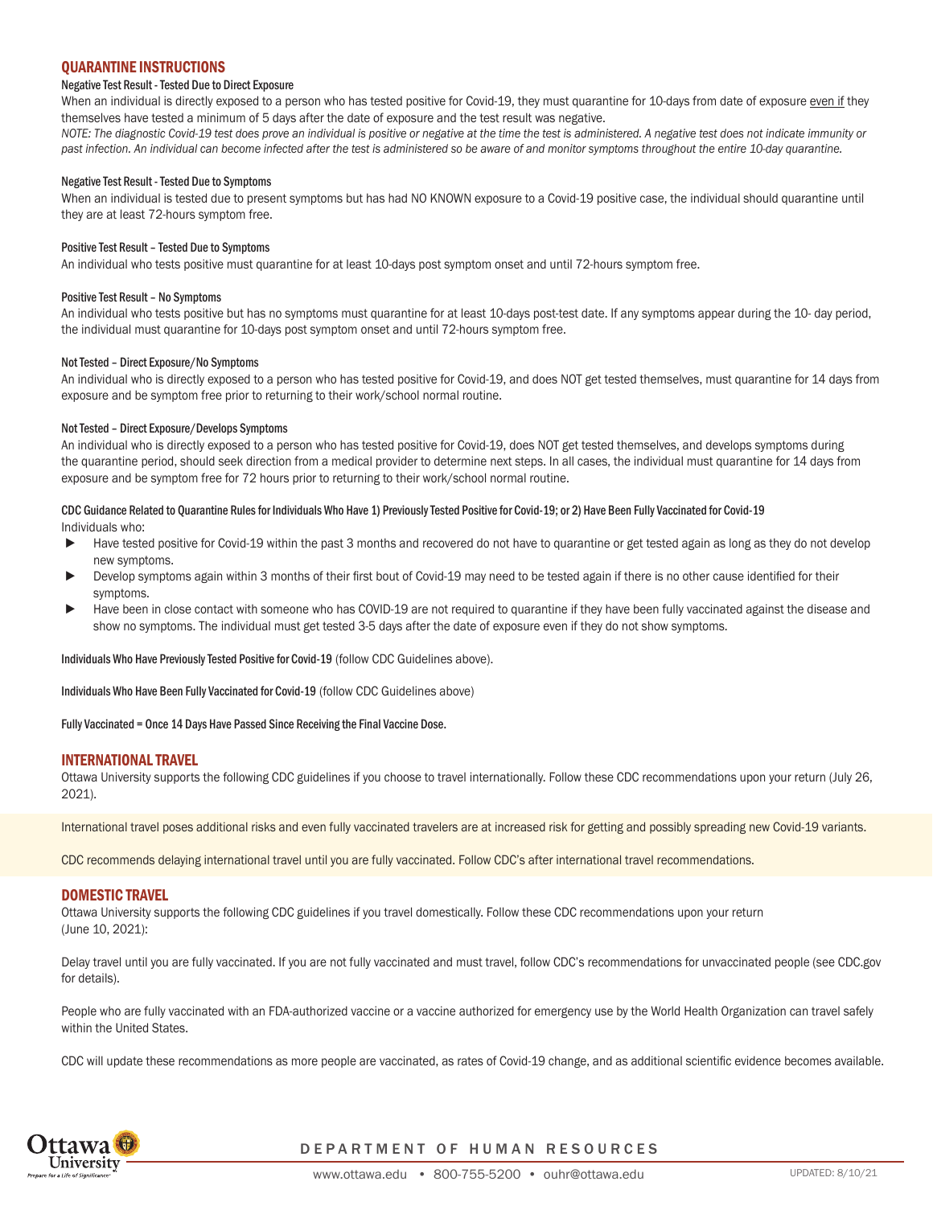## QUARANTINE INSTRUCTIONS

**Negative Test Result - Tested Due to Direct Exposure**

When an individual is directly exposed to a person who has tested positive for Covid-19, they must quarantine for 10-days from date of exposure even if they themselves have tested a minimum of 5 days after the date of exposure and the test result was negative.

*NOTE: The diagnostic Covid-19 test does prove an individual is positive or negative at the time the test is administered. A negative test does not indicate immunity or past infection. An individual can become infected after the test is administered so be aware of and monitor symptoms throughout the entire 10-day quarantine.*

**Negative Test Result - Tested Due to Symptoms**

When an individual is tested due to present symptoms but has had NO KNOWN exposure to a Covid-19 positive case, the individual should quarantine until they are at least 72-hours symptom free.

**Positive Test Result – Tested Due to Symptoms**

An individual who tests positive must quarantine for at least 10-days post symptom onset and until 72-hours symptom free.

**Positive Test Result – No Symptoms**

An individual who tests positive but has no symptoms must quarantine for at least 10-days post-test date. If any symptoms appear during the 10- day period, the individual must quarantine for 10-days post symptom onset and until 72-hours symptom free.

**Not Tested – Direct Exposure/No Symptoms**

An individual who is directly exposed to a person who has tested positive for Covid-19, and does NOT get tested themselves, must quarantine for 14 days from exposure and be symptom free prior to returning to their work/school normal routine.

**Not Tested – Direct Exposure/Develops Symptoms**

An individual who is directly exposed to a person who has tested positive for Covid-19, does NOT get tested themselves, and develops symptoms during the quarantine period, should seek direction from a medical provider to determine next steps. In all cases, the individual must quarantine for 14 days from exposure and be symptom free for 72 hours prior to returning to their work/school normal routine.

**CDC Guidance Related to Quarantine Rules for Individuals Who Have 1) Previously Tested Positive for Covid-19; or 2) Have Been Fully Vaccinated for Covid-19**

Individuals who:

- Have tested positive for Covid-19 within the past 3 months and recovered do not have to quarantine or get tested again as long as they do not develop new symptoms.
- Develop symptoms again within 3 months of their first bout of Covid-19 may need to be tested again if there is no other cause identified for their symptoms.
- Have been in close contact with someone who has COVID-19 are not required to quarantine if they have been fully vaccinated against the disease and show no symptoms. The individual must get tested 3-5 days after the date of exposure even if they do not show symptoms.

**Individuals Who Have Previously Tested Positive for Covid-19** (follow CDC Guidelines above).

**Individuals Who Have Been Fully Vaccinated for Covid-19** (follow CDC Guidelines above)

**Fully Vaccinated = Once 14 Days Have Passed Since Receiving the Final Vaccine Dose.**

## INTERNATIONAL TRAVEL

Ottawa University supports the following CDC guidelines if you choose to travel internationally. Follow these CDC recommendations upon your return (July 26, 2021).

International travel poses additional risks and even fully vaccinated travelers are at increased risk for getting and possibly spreading new Covid-19 variants.

CDC recommends delaying international travel until you are fully vaccinated. Follow CDC's after international travel recommendations.

## DOMESTIC TRAVEL

Ottawa University supports the following CDC guidelines if you travel domestically. Follow these CDC recommendations upon your return (June 10, 2021):

Delay travel until you are fully vaccinated. If you are not fully vaccinated and must travel, follow CDC's recommendations for unvaccinated people (see CDC.gov for details).

People who are fully vaccinated with an FDA-authorized vaccine or a vaccine authorized for emergency use by the World Health Organization can travel safely within the United States.

CDC will update these recommendations as more people are vaccinated, as rates of Covid-19 change, and as additional scientific evidence becomes available.

DEPARTMENT OF HUMAN RESOURCES

www.ottawa.edu • 800-755-5200 • ouhr@ottawa.edu

UPDATED: 8/10/21